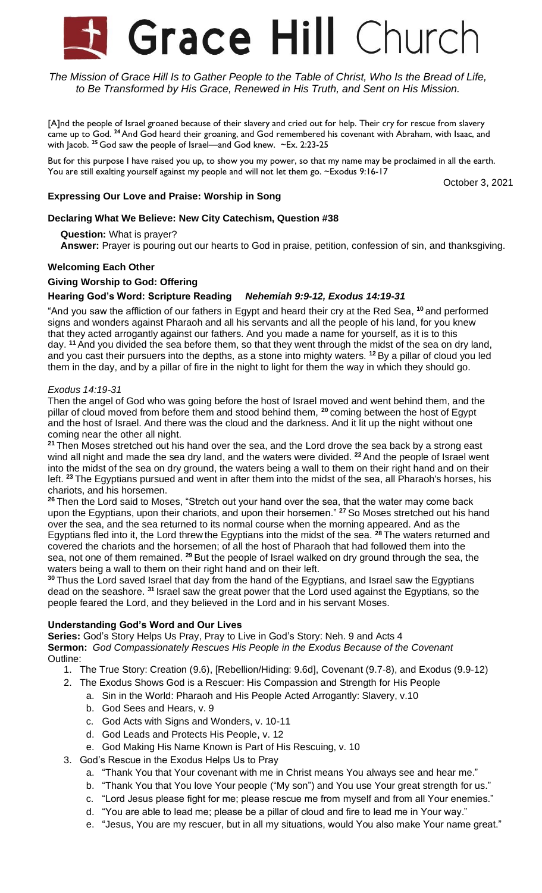# Grace Hill Church

*The Mission of Grace Hill Is to Gather People to the Table of Christ, Who Is the Bread of Life, to Be Transformed by His Grace, Renewed in His Truth, and Sent on His Mission.*

[A]nd the people of Israel groaned because of their slavery and cried out for help. Their cry for rescue from slavery came up to God. **24** And God heard their groaning, and God remembered his covenant with Abraham, with Isaac, and with Jacob. **25** God saw the people of Israel—and God knew. ~Ex. 2:23-25

But for this purpose I have raised you up, to show you my power, so that my name may be proclaimed in all the earth. You are still exalting yourself against my people and will not let them go. ~Exodus 9:16-17

October 3, 2021

**Expressing Our Love and Praise: Worship in Song**

**Declaring What We Believe: New City Catechism, Question #38**

**Question:** What is prayer?
**Answer:** Prayer is pouring out our hearts to God in praise, petition, confession of sin, and thanksgiving.

**Welcoming Each Other**

**Giving Worship to God: Offering**

**Hearing God's Word: Scripture Reading** ***Nehemiah 9:9-12, Exodus 14:19-31***

"And you saw the affliction of our fathers in Egypt and heard their cry at the Red Sea, **10** and performed signs and wonders against Pharaoh and all his servants and all the people of his land, for you knew that they acted arrogantly against our fathers. And you made a name for yourself, as it is to this day. **11** And you divided the sea before them, so that they went through the midst of the sea on dry land, and you cast their pursuers into the depths, as a stone into mighty waters. **12** By a pillar of cloud you led them in the day, and by a pillar of fire in the night to light for them the way in which they should go.

*Exodus 14:19-31*

Then the angel of God who was going before the host of Israel moved and went behind them, and the pillar of cloud moved from before them and stood behind them, **20** coming between the host of Egypt and the host of Israel. And there was the cloud and the darkness. And it lit up the night without one coming near the other all night.

**21** Then Moses stretched out his hand over the sea, and the Lord drove the sea back by a strong east wind all night and made the sea dry land, and the waters were divided. **22** And the people of Israel went into the midst of the sea on dry ground, the waters being a wall to them on their right hand and on their left. **23** The Egyptians pursued and went in after them into the midst of the sea, all Pharaoh's horses, his chariots, and his horsemen.

**26** Then the Lord said to Moses, "Stretch out your hand over the sea, that the water may come back upon the Egyptians, upon their chariots, and upon their horsemen." **27** So Moses stretched out his hand over the sea, and the sea returned to its normal course when the morning appeared. And as the Egyptians fled into it, the Lord threw the Egyptians into the midst of the sea. **28** The waters returned and covered the chariots and the horsemen; of all the host of Pharaoh that had followed them into the sea, not one of them remained. **29** But the people of Israel walked on dry ground through the sea, the waters being a wall to them on their right hand and on their left.

**30** Thus the Lord saved Israel that day from the hand of the Egyptians, and Israel saw the Egyptians dead on the seashore. **31** Israel saw the great power that the Lord used against the Egyptians, so the people feared the Lord, and they believed in the Lord and in his servant Moses.

**Understanding God's Word and Our Lives**

**Series:** God's Story Helps Us Pray, Pray to Live in God's Story: Neh. 9 and Acts 4
**Sermon:** *God Compassionately Rescues His People in the Exodus Because of the Covenant*
Outline:

1. The True Story: Creation (9.6), [Rebellion/Hiding: 9.6d], Covenant (9.7-8), and Exodus (9.9-12)
2. The Exodus Shows God is a Rescuer: His Compassion and Strength for His People
   a. Sin in the World: Pharaoh and His People Acted Arrogantly: Slavery, v.10
   b. God Sees and Hears, v. 9
   c. God Acts with Signs and Wonders, v. 10-11
   d. God Leads and Protects His People, v. 12
   e. God Making His Name Known is Part of His Rescuing, v. 10
3. God's Rescue in the Exodus Helps Us to Pray
   a. "Thank You that Your covenant with me in Christ means You always see and hear me."
   b. "Thank You that You love Your people ("My son") and You use Your great strength for us."
   c. "Lord Jesus please fight for me; please rescue me from myself and from all Your enemies."
   d. "You are able to lead me; please be a pillar of cloud and fire to lead me in Your way."
   e. "Jesus, You are my rescuer, but in all my situations, would You also make Your name great."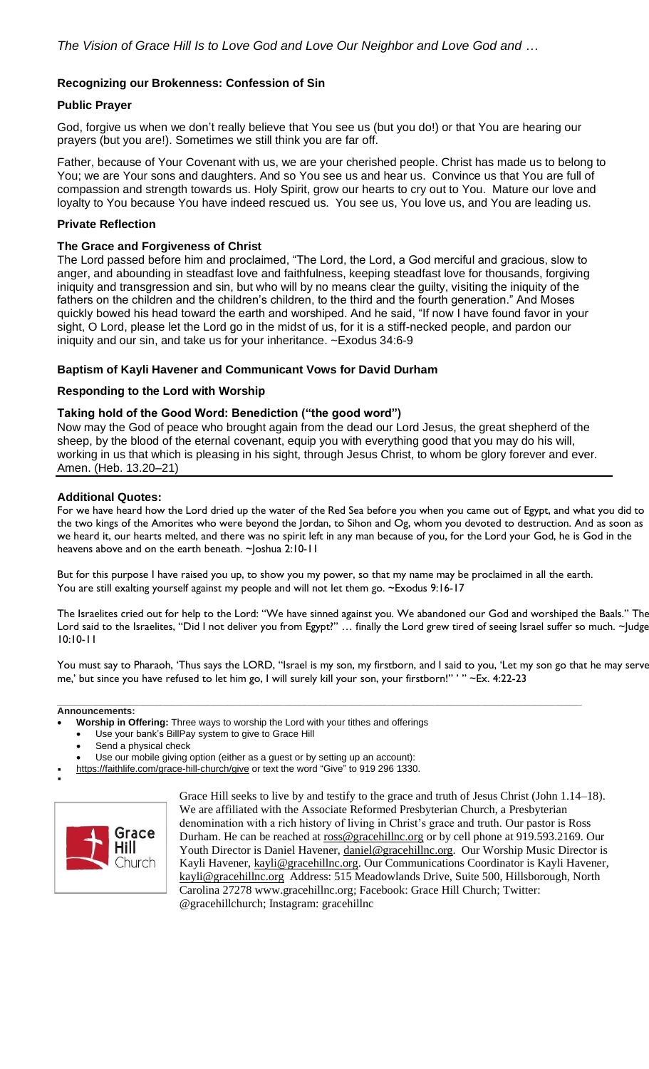*The Vision of Grace Hill Is to Love God and Love Our Neighbor and Love God and …*

**Recognizing our Brokenness: Confession of Sin**

**Public Prayer**

God, forgive us when we don't really believe that You see us (but you do!) or that You are hearing our prayers (but you are!). Sometimes we still think you are far off.

Father, because of Your Covenant with us, we are your cherished people. Christ has made us to belong to You; we are Your sons and daughters. And so You see us and hear us. Convince us that You are full of compassion and strength towards us. Holy Spirit, grow our hearts to cry out to You. Mature our love and loyalty to You because You have indeed rescued us. You see us, You love us, and You are leading us.

**Private Reflection**

**The Grace and Forgiveness of Christ**

The Lord passed before him and proclaimed, "The Lord, the Lord, a God merciful and gracious, slow to anger, and abounding in steadfast love and faithfulness, keeping steadfast love for thousands, forgiving iniquity and transgression and sin, but who will by no means clear the guilty, visiting the iniquity of the fathers on the children and the children's children, to the third and the fourth generation." And Moses quickly bowed his head toward the earth and worshiped. And he said, "If now I have found favor in your sight, O Lord, please let the Lord go in the midst of us, for it is a stiff-necked people, and pardon our iniquity and our sin, and take us for your inheritance. ~Exodus 34:6-9

**Baptism of Kayli Havener and Communicant Vows for David Durham**

**Responding to the Lord with Worship**

**Taking hold of the Good Word: Benediction ("the good word")**

Now may the God of peace who brought again from the dead our Lord Jesus, the great shepherd of the sheep, by the blood of the eternal covenant, equip you with everything good that you may do his will, working in us that which is pleasing in his sight, through Jesus Christ, to whom be glory forever and ever. Amen. (Heb. 13.20–21)

**Additional Quotes:**

For we have heard how the Lord dried up the water of the Red Sea before you when you came out of Egypt, and what you did to the two kings of the Amorites who were beyond the Jordan, to Sihon and Og, whom you devoted to destruction. And as soon as we heard it, our hearts melted, and there was no spirit left in any man because of you, for the Lord your God, he is God in the heavens above and on the earth beneath. ~Joshua 2:10-11

But for this purpose I have raised you up, to show you my power, so that my name may be proclaimed in all the earth. You are still exalting yourself against my people and will not let them go. ~Exodus 9:16-17

The Israelites cried out for help to the Lord: "We have sinned against you. We abandoned our God and worshiped the Baals." The Lord said to the Israelites, "Did I not deliver you from Egypt?" … finally the Lord grew tired of seeing Israel suffer so much. ~Judge 10:10-11

You must say to Pharaoh, 'Thus says the LORD, "Israel is my son, my firstborn, and I said to you, 'Let my son go that he may serve me,' but since you have refused to let him go, I will surely kill your son, your firstborn!" ' " ~Ex. 4:22-23

**Announcements:**

- **Worship in Offering:** Three ways to worship the Lord with your tithes and offerings
  - Use your bank's BillPay system to give to Grace Hill
  - Send a physical check
  - Use our mobile giving option (either as a guest or by setting up an account):
- https://faithlife.com/grace-hill-church/give or text the word "Give" to 919 296 1330.

Grace Hill seeks to live by and testify to the grace and truth of Jesus Christ (John 1.14–18). We are affiliated with the Associate Reformed Presbyterian Church, a Presbyterian denomination with a rich history of living in Christ's grace and truth. Our pastor is Ross Durham. He can be reached at ross@gracehillnc.org or by cell phone at 919.593.2169. Our Youth Director is Daniel Havener, daniel@gracehillnc.org. Our Worship Music Director is Kayli Havener, kayli@gracehillnc.org. Our Communications Coordinator is Kayli Havener, kayli@gracehillnc.org Address: 515 Meadowlands Drive, Suite 500, Hillsborough, North Carolina 27278 www.gracehillnc.org; Facebook: Grace Hill Church; Twitter: @gracehillchurch; Instagram: gracehillnc